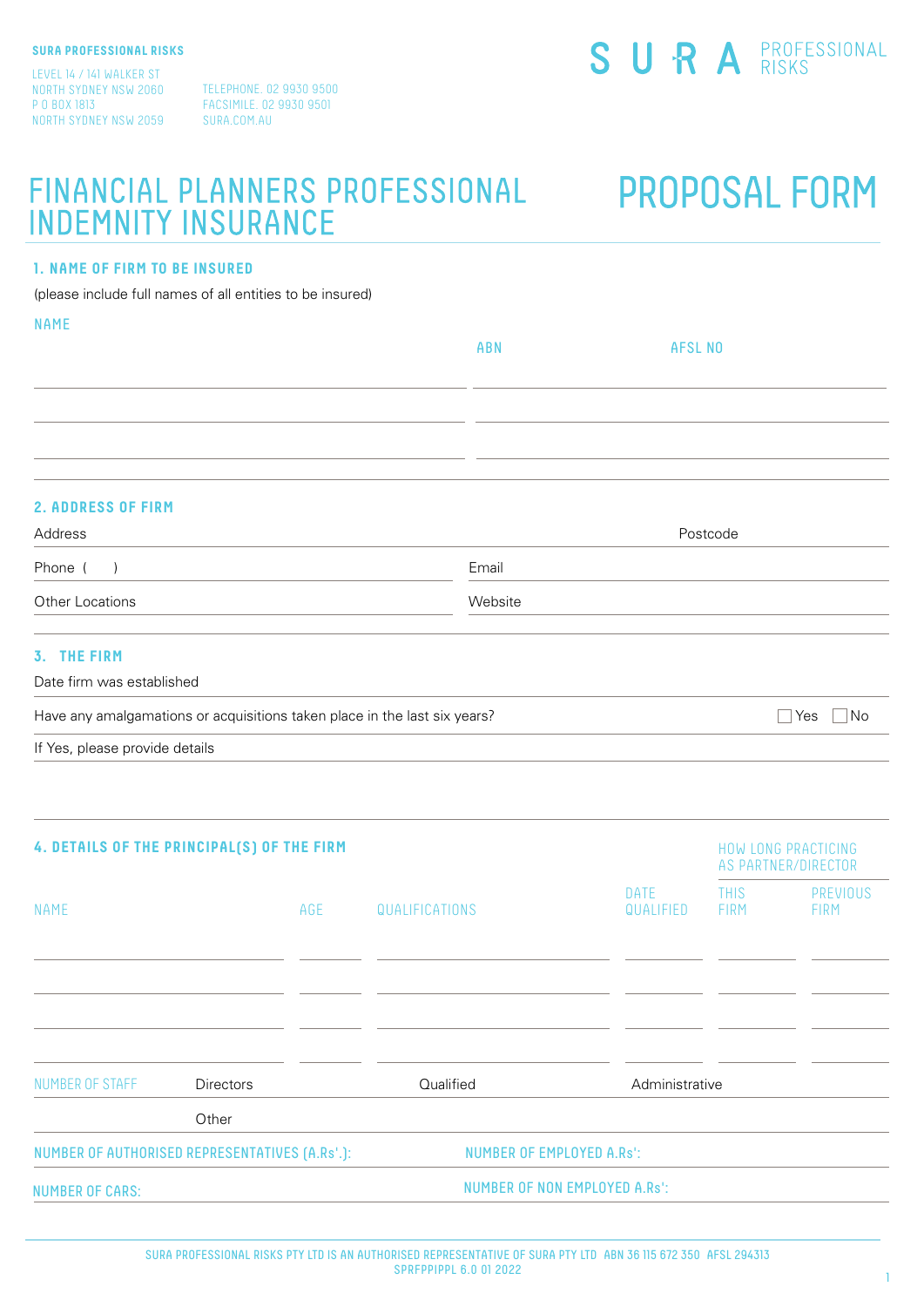SURA PROFESSIONAL RISKS

LEVEL 14 / 141 WALKER ST
NORTH SYDNEY NSW 2060
P O BOX 1813
NORTH SYDNEY NSW 2059

TELEPHONE. 02 9930 9500
FACSIMILE. 02 9930 9501
SURA.COM.AU

SURA PROFESSIONAL RISKS

# FINANCIAL PLANNERS PROFESSIONAL INDEMNITY INSURANCE

# PROPOSAL FORM

## 1. NAME OF FIRM TO BE INSURED

(please include full names of all entities to be insured)

| NAME | ABN | AFSL NO |
|---|---|---|
| | | |
| | | |
| | | |

## 2. ADDRESS OF FIRM

Address ______________________ Postcode ______

Phone ( ) ______________________ Email ______________________

Other Locations ______________________ Website ______________________

## 3. THE FIRM

Date firm was established ______________________

Have any amalgamations or acquisitions taken place in the last six years? ☐ Yes ☐ No

If Yes, please provide details ______________________

## 4. DETAILS OF THE PRINCIPAL(S) OF THE FIRM

| NAME | AGE | QUALIFICATIONS | DATE QUALIFIED | HOW LONG PRACTICING AS PARTNER/DIRECTOR | |
|---|---|---|---|---|---|
| | | | | THIS FIRM | PREVIOUS FIRM |
| | | | | | |
| | | | | | |
| | | | | | |
| | | | | | |

NUMBER OF STAFF: Directors ______ Qualified ______ Administrative ______

Other ______

NUMBER OF AUTHORISED REPRESENTATIVES (A.Rs'.): ______ NUMBER OF EMPLOYED A.Rs': ______

NUMBER OF CARS: ______ NUMBER OF NON EMPLOYED A.Rs': ______

SURA PROFESSIONAL RISKS PTY LTD IS AN AUTHORISED REPRESENTATIVE OF SURA PTY LTD ABN 36 115 672 350 AFSL 294313
SPRFPPIPPL 6.0 01 2022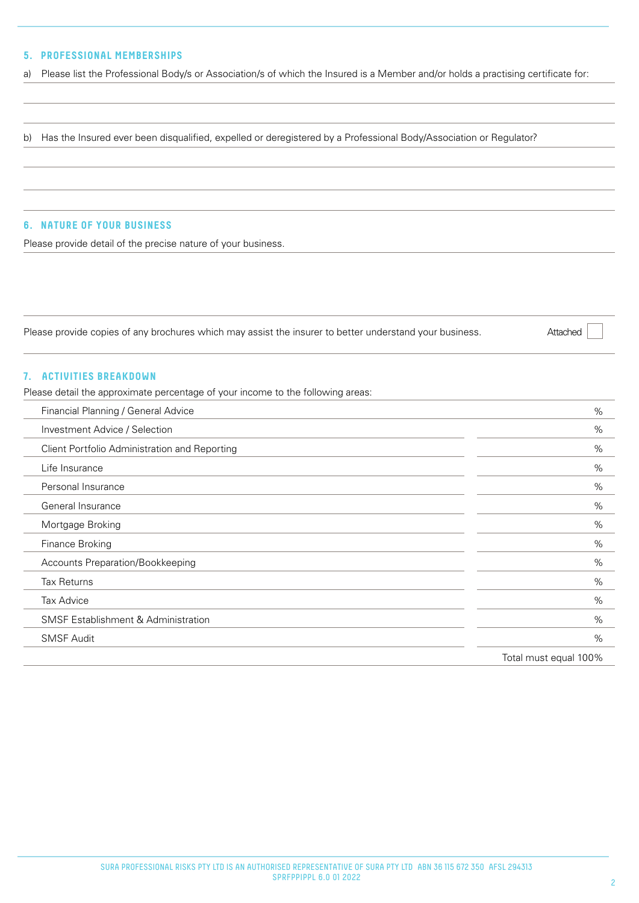## 5. PROFESSIONAL MEMBERSHIPS

a) Please list the Professional Body/s or Association/s of which the Insured is a Member and/or holds a practising certificate for:

b) Has the Insured ever been disqualified, expelled or deregistered by a Professional Body/Association or Regulator?

## 6. NATURE OF YOUR BUSINESS

Please provide detail of the precise nature of your business.

Please provide copies of any brochures which may assist the insurer to better understand your business. Attached ☐

## 7. ACTIVITIES BREAKDOWN

Please detail the approximate percentage of your income to the following areas:

| Activity | % |
|---|---|
| Financial Planning / General Advice | % |
| Investment Advice / Selection | % |
| Client Portfolio Administration and Reporting | % |
| Life Insurance | % |
| Personal Insurance | % |
| General Insurance | % |
| Mortgage Broking | % |
| Finance Broking | % |
| Accounts Preparation/Bookkeeping | % |
| Tax Returns | % |
| Tax Advice | % |
| SMSF Establishment & Administration | % |
| SMSF Audit | % |
| | Total must equal 100% |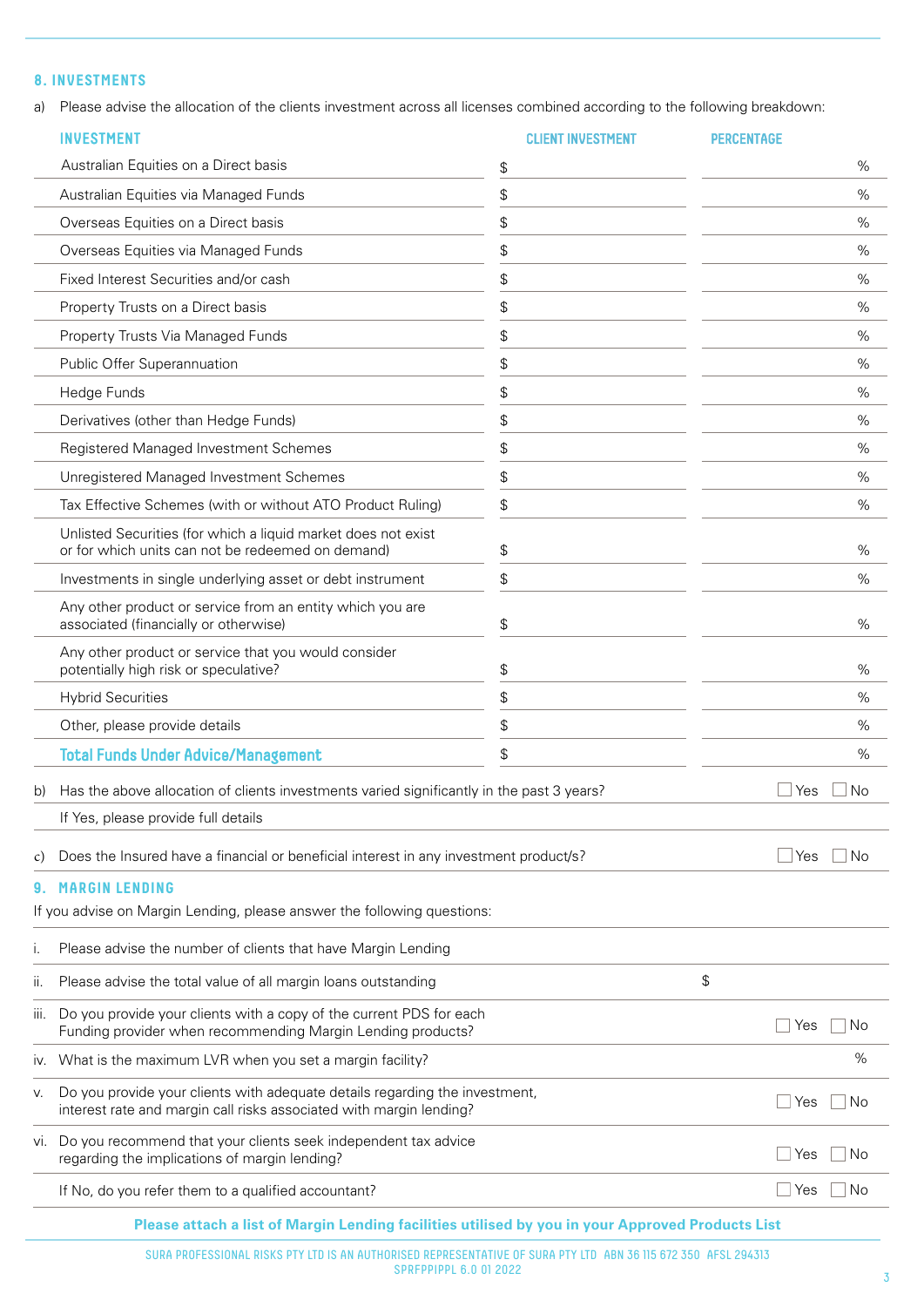## 8. INVESTMENTS

a) Please advise the allocation of the clients investment across all licenses combined according to the following breakdown:

| INVESTMENT | CLIENT INVESTMENT | PERCENTAGE |
|---|---|---|
| Australian Equities on a Direct basis | $ | % |
| Australian Equities via Managed Funds | $ | % |
| Overseas Equities on a Direct basis | $ | % |
| Overseas Equities via Managed Funds | $ | % |
| Fixed Interest Securities and/or cash | $ | % |
| Property Trusts on a Direct basis | $ | % |
| Property Trusts Via Managed Funds | $ | % |
| Public Offer Superannuation | $ | % |
| Hedge Funds | $ | % |
| Derivatives (other than Hedge Funds) | $ | % |
| Registered Managed Investment Schemes | $ | % |
| Unregistered Managed Investment Schemes | $ | % |
| Tax Effective Schemes (with or without ATO Product Ruling) | $ | % |
| Unlisted Securities (for which a liquid market does not exist or for which units can not be redeemed on demand) | $ | % |
| Investments in single underlying asset or debt instrument | $ | % |
| Any other product or service from an entity which you are associated (financially or otherwise) | $ | % |
| Any other product or service that you would consider potentially high risk or speculative? | $ | % |
| Hybrid Securities | $ | % |
| Other, please provide details | $ | % |
| **Total Funds Under Advice/Management** | $ | % |

b) Has the above allocation of clients investments varied significantly in the past 3 years? ☐ Yes ☐ No

If Yes, please provide full details

c) Does the Insured have a financial or beneficial interest in any investment product/s? ☐ Yes ☐ No

## 9. MARGIN LENDING

If you advise on Margin Lending, please answer the following questions:

i. Please advise the number of clients that have Margin Lending

ii. Please advise the total value of all margin loans outstanding $

iii. Do you provide your clients with a copy of the current PDS for each Funding provider when recommending Margin Lending products? ☐ Yes ☐ No

iv. What is the maximum LVR when you set a margin facility? %

v. Do you provide your clients with adequate details regarding the investment, interest rate and margin call risks associated with margin lending? ☐ Yes ☐ No

vi. Do you recommend that your clients seek independent tax advice regarding the implications of margin lending? ☐ Yes ☐ No

If No, do you refer them to a qualified accountant? ☐ Yes ☐ No

**Please attach a list of Margin Lending facilities utilised by you in your Approved Products List**

SURA PROFESSIONAL RISKS PTY LTD IS AN AUTHORISED REPRESENTATIVE OF SURA PTY LTD ABN 36 115 672 350 AFSL 294313
SPRFPPIPPL 6.0 01 2022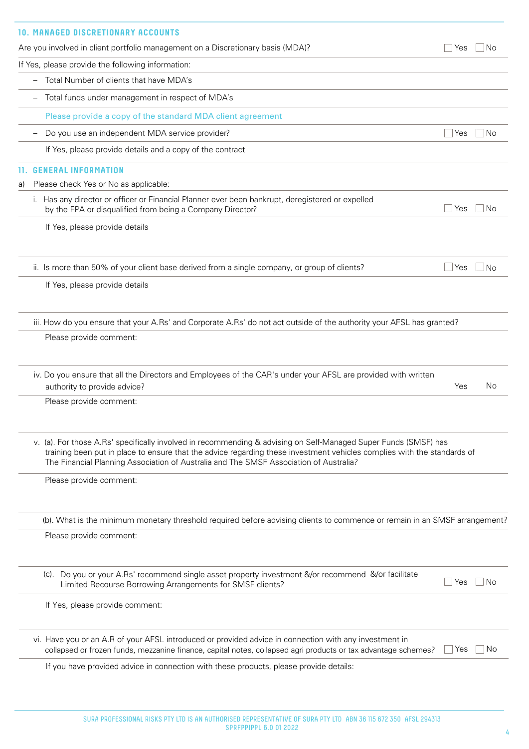## 10. MANAGED DISCRETIONARY ACCOUNTS

Are you involved in client portfolio management on a Discretionary basis (MDA)? ☐ Yes ☐ No

If Yes, please provide the following information:

- Total Number of clients that have MDA's
- Total funds under management in respect of MDA's

Please provide a copy of the standard MDA client agreement

- Do you use an independent MDA service provider? ☐ Yes ☐ No

If Yes, please provide details and a copy of the contract

## 11. GENERAL INFORMATION

a) Please check Yes or No as applicable:

i. Has any director or officer or Financial Planner ever been bankrupt, deregistered or expelled by the FPA or disqualified from being a Company Director? ☐ Yes ☐ No

If Yes, please provide details

ii. Is more than 50% of your client base derived from a single company, or group of clients? ☐ Yes ☐ No

If Yes, please provide details

iii. How do you ensure that your A.Rs' and Corporate A.Rs' do not act outside of the authority your AFSL has granted?

Please provide comment:

iv. Do you ensure that all the Directors and Employees of the CAR's under your AFSL are provided with written authority to provide advice? Yes No

Please provide comment:

v. (a). For those A.Rs' specifically involved in recommending & advising on Self-Managed Super Funds (SMSF) has training been put in place to ensure that the advice regarding these investment vehicles complies with the standards of The Financial Planning Association of Australia and The SMSF Association of Australia?

Please provide comment:

(b). What is the minimum monetary threshold required before advising clients to commence or remain in an SMSF arrangement?

Please provide comment:

(c). Do you or your A.Rs' recommend single asset property investment &/or recommend &/or facilitate Limited Recourse Borrowing Arrangements for SMSF clients? ☐ Yes ☐ No

If Yes, please provide comment:

vi. Have you or an A.R of your AFSL introduced or provided advice in connection with any investment in collapsed or frozen funds, mezzanine finance, capital notes, collapsed agri products or tax advantage schemes? ☐ Yes ☐ No

If you have provided advice in connection with these products, please provide details: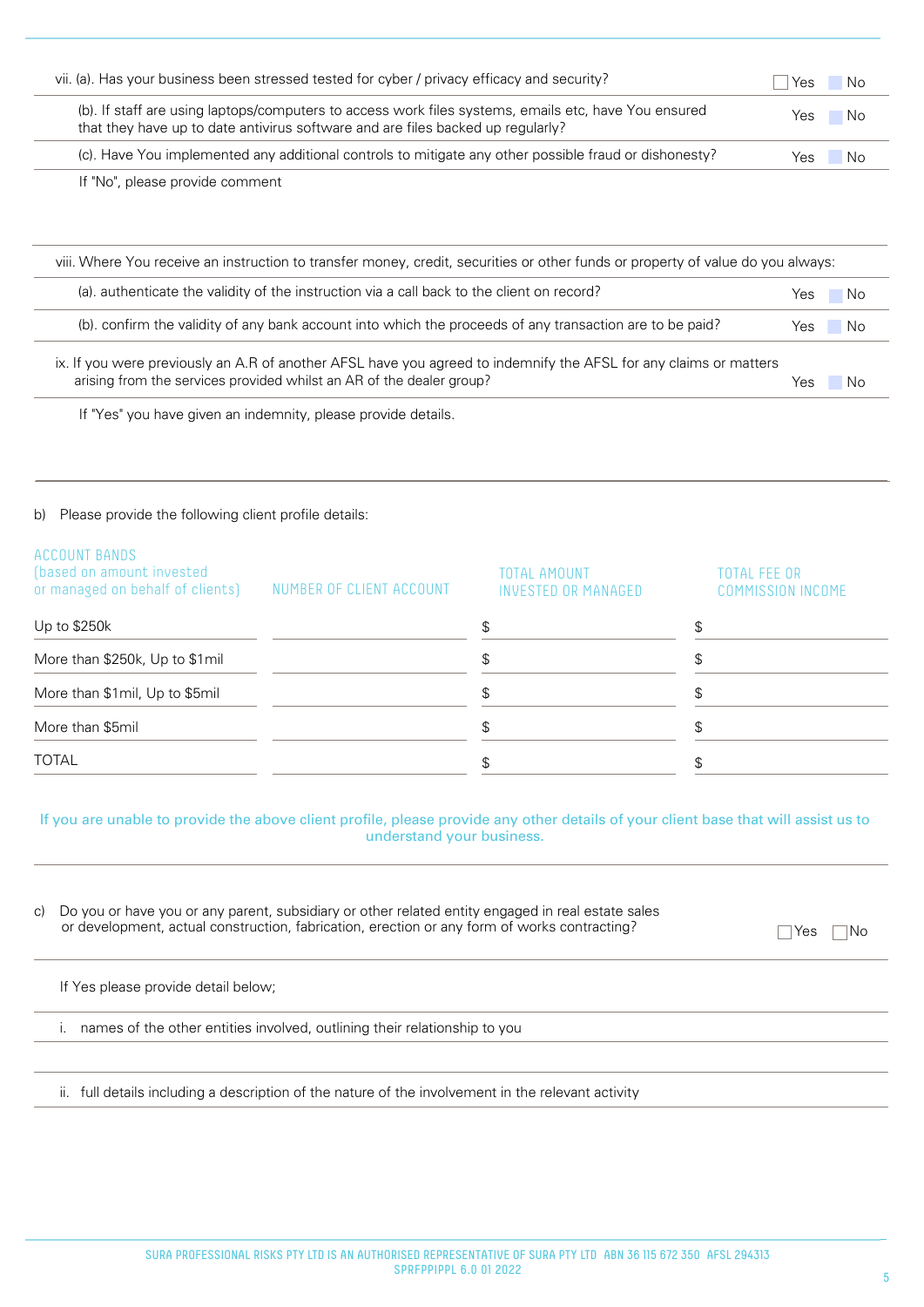| | | |
|---|---|---|
| vii. (a). Has your business been stressed tested for cyber / privacy efficacy and security? | ☐ Yes | ☐ No |
| (b). If staff are using laptops/computers to access work files systems, emails etc, have You ensured that they have up to date antivirus software and are files backed up regularly? | Yes | ☐ No |
| (c). Have You implemented any additional controls to mitigate any other possible fraud or dishonesty? | Yes | ☐ No |

If "No", please provide comment

viii. Where You receive an instruction to transfer money, credit, securities or other funds or property of value do you always:

| | | |
|---|---|---|
| (a). authenticate the validity of the instruction via a call back to the client on record? | Yes | ☐ No |
| (b). confirm the validity of any bank account into which the proceeds of any transaction are to be paid? | Yes | ☐ No |
| ix. If you were previously an A.R of another AFSL have you agreed to indemnify the AFSL for any claims or matters arising from the services provided whilst an AR of the dealer group? | Yes | ☐ No |

If "Yes" you have given an indemnity, please provide details.

b) Please provide the following client profile details:

| ACCOUNT BANDS (based on amount invested or managed on behalf of clients) | NUMBER OF CLIENT ACCOUNT | TOTAL AMOUNT INVESTED OR MANAGED | TOTAL FEE OR COMMISSION INCOME |
|---|---|---|---|
| Up to $250k | | $ | $ |
| More than $250k, Up to $1mil | | $ | $ |
| More than $1mil, Up to $5mil | | $ | $ |
| More than $5mil | | $ | $ |
| TOTAL | | $ | $ |

If you are unable to provide the above client profile, please provide any other details of your client base that will assist us to understand your business.

c) Do you or have you or any parent, subsidiary or other related entity engaged in real estate sales or development, actual construction, fabrication, erection or any form of works contracting? ☐ Yes ☐ No

If Yes please provide detail below;

i. names of the other entities involved, outlining their relationship to you

ii. full details including a description of the nature of the involvement in the relevant activity

SURA PROFESSIONAL RISKS PTY LTD IS AN AUTHORISED REPRESENTATIVE OF SURA PTY LTD ABN 36 115 672 350 AFSL 294313
SPRFPPIPPL 6.0 01 2022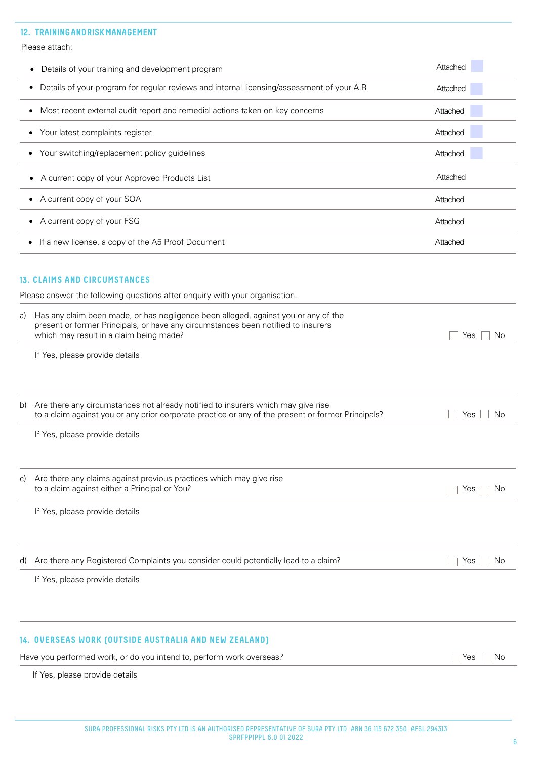## 12. TRAINING AND RISK MANAGEMENT

Please attach:

| | |
|---|---|
| • Details of your training and development program | Attached ☐ |
| • Details of your program for regular reviews and internal licensing/assessment of your A.R | Attached ☐ |
| • Most recent external audit report and remedial actions taken on key concerns | Attached ☐ |
| • Your latest complaints register | Attached ☐ |
| • Your switching/replacement policy guidelines | Attached ☐ |
| • A current copy of your Approved Products List | Attached |
| • A current copy of your SOA | Attached |
| • A current copy of your FSG | Attached |
| • If a new license, a copy of the A5 Proof Document | Attached |

## 13. CLAIMS AND CIRCUMSTANCES

Please answer the following questions after enquiry with your organisation.

a) Has any claim been made, or has negligence been alleged, against you or any of the present or former Principals, or have any circumstances been notified to insurers which may result in a claim being made? ☐ Yes ☐ No

If Yes, please provide details

b) Are there any circumstances not already notified to insurers which may give rise to a claim against you or any prior corporate practice or any of the present or former Principals? ☐ Yes ☐ No

If Yes, please provide details

c) Are there any claims against previous practices which may give rise to a claim against either a Principal or You? ☐ Yes ☐ No

If Yes, please provide details

d) Are there any Registered Complaints you consider could potentially lead to a claim? ☐ Yes ☐ No

If Yes, please provide details

## 14. OVERSEAS WORK (OUTSIDE AUSTRALIA AND NEW ZEALAND)

Have you performed work, or do you intend to, perform work overseas? ☐ Yes ☐ No

If Yes, please provide details

SURA PROFESSIONAL RISKS PTY LTD IS AN AUTHORISED REPRESENTATIVE OF SURA PTY LTD ABN 36 115 672 350 AFSL 294313
SPRFPPIPPL 6.0 01 2022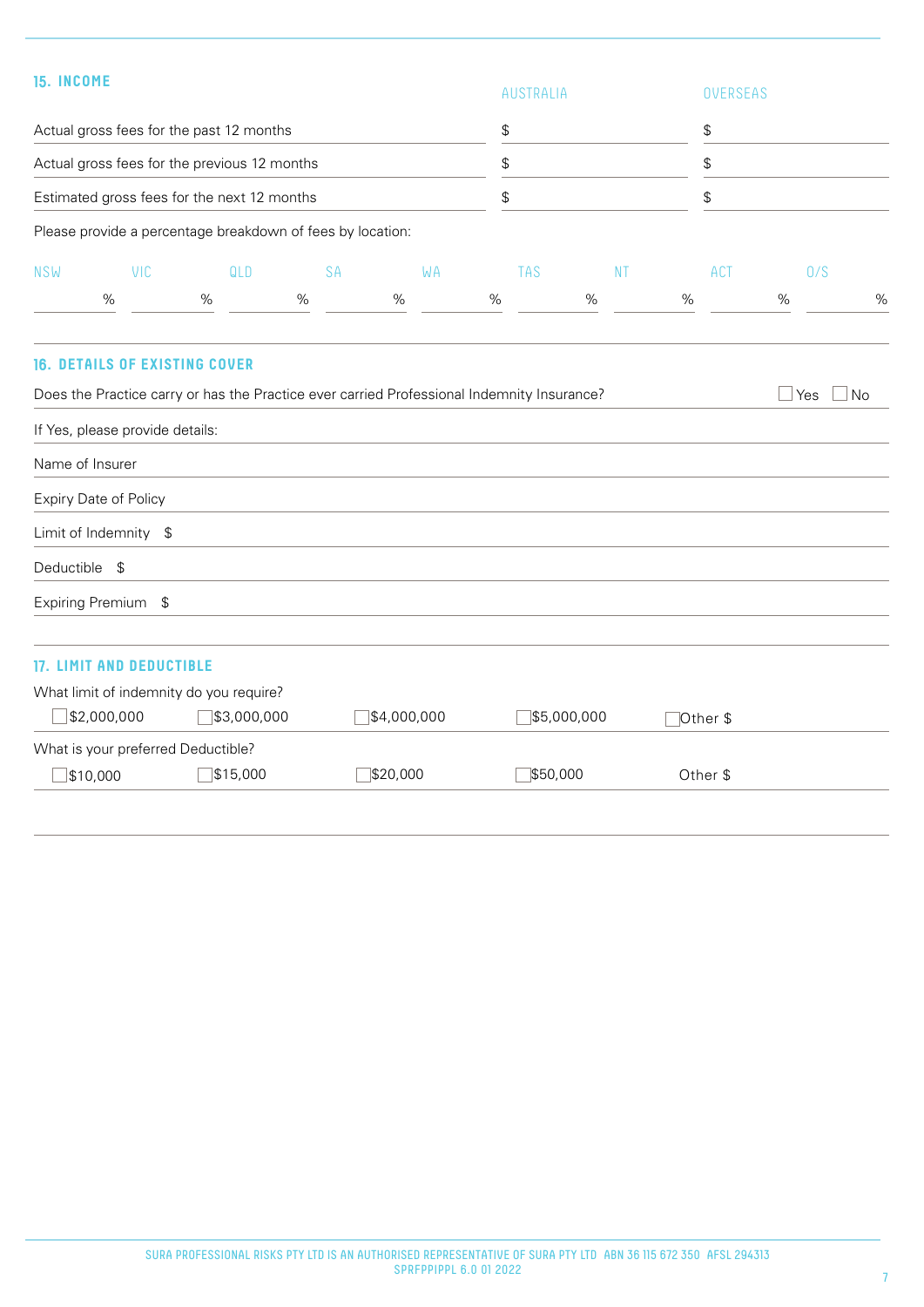## 15. INCOME

| | AUSTRALIA | OVERSEAS |
|---|---|---|
| Actual gross fees for the past 12 months | $ | $ |
| Actual gross fees for the previous 12 months | $ | $ |
| Estimated gross fees for the next 12 months | $ | $ |

Please provide a percentage breakdown of fees by location:

| NSW | VIC | QLD | SA | WA | TAS | NT | ACT | O/S |
|---|---|---|---|---|---|---|---|---|
| % | % | % | % | % | % | % | % | % |

## 16. DETAILS OF EXISTING COVER

Does the Practice carry or has the Practice ever carried Professional Indemnity Insurance? ☐ Yes ☐ No

If Yes, please provide details:

Name of Insurer

Expiry Date of Policy

Limit of Indemnity $

Deductible $

Expiring Premium $

## 17. LIMIT AND DEDUCTIBLE

What limit of indemnity do you require?

☐ $2,000,000 ☐ $3,000,000 ☐ $4,000,000 ☐ $5,000,000 ☐ Other $

What is your preferred Deductible?

☐ $10,000 ☐ $15,000 ☐ $20,000 ☐ $50,000 Other $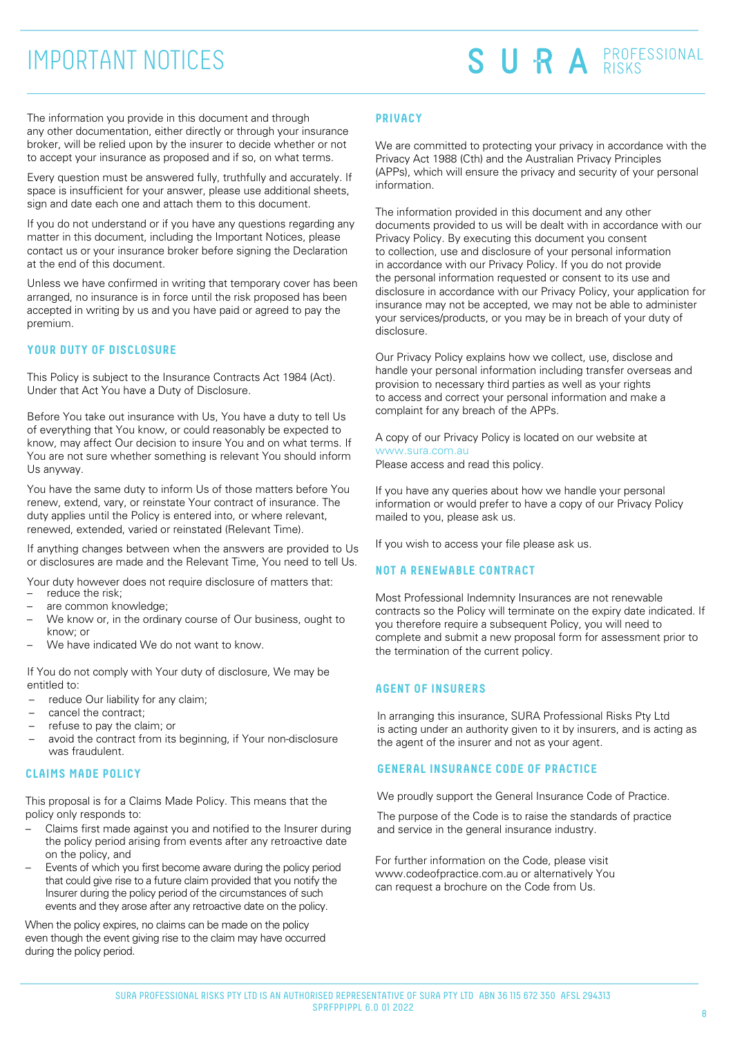# IMPORTANT NOTICES

The information you provide in this document and through any other documentation, either directly or through your insurance broker, will be relied upon by the insurer to decide whether or not to accept your insurance as proposed and if so, on what terms.

Every question must be answered fully, truthfully and accurately. If space is insufficient for your answer, please use additional sheets, sign and date each one and attach them to this document.

If you do not understand or if you have any questions regarding any matter in this document, including the Important Notices, please contact us or your insurance broker before signing the Declaration at the end of this document.

Unless we have confirmed in writing that temporary cover has been arranged, no insurance is in force until the risk proposed has been accepted in writing by us and you have paid or agreed to pay the premium.

## YOUR DUTY OF DISCLOSURE

This Policy is subject to the Insurance Contracts Act 1984 (Act). Under that Act You have a Duty of Disclosure.

Before You take out insurance with Us, You have a duty to tell Us of everything that You know, or could reasonably be expected to know, may affect Our decision to insure You and on what terms. If You are not sure whether something is relevant You should inform Us anyway.

You have the same duty to inform Us of those matters before You renew, extend, vary, or reinstate Your contract of insurance. The duty applies until the Policy is entered into, or where relevant, renewed, extended, varied or reinstated (Relevant Time).

If anything changes between when the answers are provided to Us or disclosures are made and the Relevant Time, You need to tell Us.

Your duty however does not require disclosure of matters that:

- reduce the risk;
- are common knowledge;
- We know or, in the ordinary course of Our business, ought to know; or
- We have indicated We do not want to know.

If You do not comply with Your duty of disclosure, We may be entitled to:

- reduce Our liability for any claim;
- cancel the contract;
- refuse to pay the claim; or
- avoid the contract from its beginning, if Your non-disclosure was fraudulent.

## CLAIMS MADE POLICY

This proposal is for a Claims Made Policy. This means that the policy only responds to:

- Claims first made against you and notified to the Insurer during the policy period arising from events after any retroactive date on the policy, and
- Events of which you first become aware during the policy period that could give rise to a future claim provided that you notify the Insurer during the policy period of the circumstances of such events and they arose after any retroactive date on the policy.

When the policy expires, no claims can be made on the policy even though the event giving rise to the claim may have occurred during the policy period.

## PRIVACY

We are committed to protecting your privacy in accordance with the Privacy Act 1988 (Cth) and the Australian Privacy Principles (APPs), which will ensure the privacy and security of your personal information.

The information provided in this document and any other documents provided to us will be dealt with in accordance with our Privacy Policy. By executing this document you consent to collection, use and disclosure of your personal information in accordance with our Privacy Policy. If you do not provide the personal information requested or consent to its use and disclosure in accordance with our Privacy Policy, your application for insurance may not be accepted, we may not be able to administer your services/products, or you may be in breach of your duty of disclosure.

Our Privacy Policy explains how we collect, use, disclose and handle your personal information including transfer overseas and provision to necessary third parties as well as your rights to access and correct your personal information and make a complaint for any breach of the APPs.

A copy of our Privacy Policy is located on our website at www.sura.com.au
Please access and read this policy.

If you have any queries about how we handle your personal information or would prefer to have a copy of our Privacy Policy mailed to you, please ask us.

If you wish to access your file please ask us.

## NOT A RENEWABLE CONTRACT

Most Professional Indemnity Insurances are not renewable contracts so the Policy will terminate on the expiry date indicated. If you therefore require a subsequent Policy, you will need to complete and submit a new proposal form for assessment prior to the termination of the current policy.

## AGENT OF INSURERS

In arranging this insurance, SURA Professional Risks Pty Ltd is acting under an authority given to it by insurers, and is acting as the agent of the insurer and not as your agent.

## GENERAL INSURANCE CODE OF PRACTICE

We proudly support the General Insurance Code of Practice.

The purpose of the Code is to raise the standards of practice and service in the general insurance industry.

For further information on the Code, please visit www.codeofpractice.com.au or alternatively You can request a brochure on the Code from Us.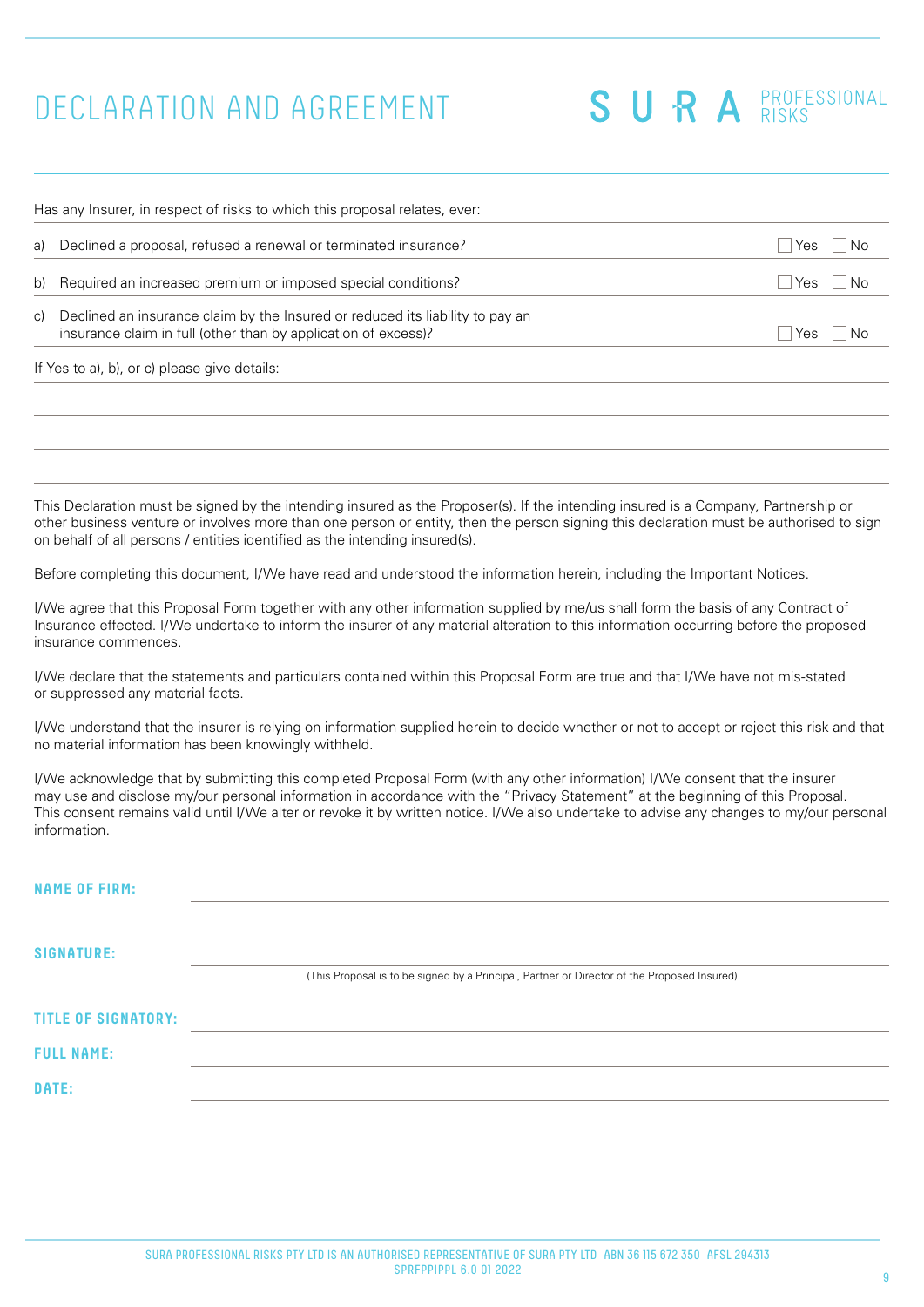# DECLARATION AND AGREEMENT

SURA PROFESSIONAL RISKS

Has any Insurer, in respect of risks to which this proposal relates, ever:

| | | |
|---|---|---|
| a) | Declined a proposal, refused a renewal or terminated insurance? | ☐ Yes ☐ No |
| b) | Required an increased premium or imposed special conditions? | ☐ Yes ☐ No |
| c) | Declined an insurance claim by the Insured or reduced its liability to pay an insurance claim in full (other than by application of excess)? | ☐ Yes ☐ No |

If Yes to a), b), or c) please give details:

This Declaration must be signed by the intending insured as the Proposer(s). If the intending insured is a Company, Partnership or other business venture or involves more than one person or entity, then the person signing this declaration must be authorised to sign on behalf of all persons / entities identified as the intending insured(s).

Before completing this document, I/We have read and understood the information herein, including the Important Notices.

I/We agree that this Proposal Form together with any other information supplied by me/us shall form the basis of any Contract of Insurance effected. I/We undertake to inform the insurer of any material alteration to this information occurring before the proposed insurance commences.

I/We declare that the statements and particulars contained within this Proposal Form are true and that I/We have not mis-stated or suppressed any material facts.

I/We understand that the insurer is relying on information supplied herein to decide whether or not to accept or reject this risk and that no material information has been knowingly withheld.

I/We acknowledge that by submitting this completed Proposal Form (with any other information) I/We consent that the insurer may use and disclose my/our personal information in accordance with the "Privacy Statement" at the beginning of this Proposal. This consent remains valid until I/We alter or revoke it by written notice. I/We also undertake to advise any changes to my/our personal information.

**NAME OF FIRM:**

**SIGNATURE:**

(This Proposal is to be signed by a Principal, Partner or Director of the Proposed Insured)

**TITLE OF SIGNATORY:**

**FULL NAME:**

**DATE:**

SURA PROFESSIONAL RISKS PTY LTD IS AN AUTHORISED REPRESENTATIVE OF SURA PTY LTD ABN 36 115 672 350 AFSL 294313
SPRFPPIPPL 6.0 01 2022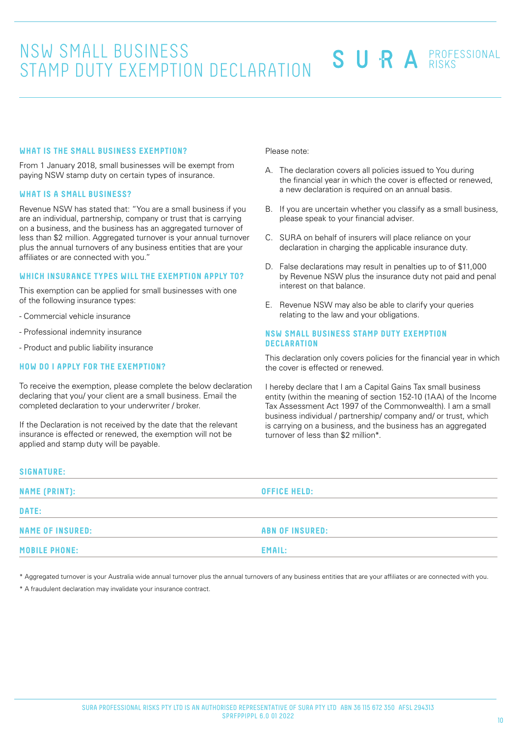# NSW SMALL BUSINESS STAMP DUTY EXEMPTION DECLARATION

## WHAT IS THE SMALL BUSINESS EXEMPTION?

From 1 January 2018, small businesses will be exempt from paying NSW stamp duty on certain types of insurance.

## WHAT IS A SMALL BUSINESS?

Revenue NSW has stated that: "You are a small business if you are an individual, partnership, company or trust that is carrying on a business, and the business has an aggregated turnover of less than $2 million. Aggregated turnover is your annual turnover plus the annual turnovers of any business entities that are your affiliates or are connected with you."

## WHICH INSURANCE TYPES WILL THE EXEMPTION APPLY TO?

This exemption can be applied for small businesses with one of the following insurance types:

- Commercial vehicle insurance
- Professional indemnity insurance
- Product and public liability insurance

## HOW DO I APPLY FOR THE EXEMPTION?

To receive the exemption, please complete the below declaration declaring that you/ your client are a small business. Email the completed declaration to your underwriter / broker.

If the Declaration is not received by the date that the relevant insurance is effected or renewed, the exemption will not be applied and stamp duty will be payable.

Please note:

A. The declaration covers all policies issued to You during the financial year in which the cover is effected or renewed, a new declaration is required on an annual basis.

B. If you are uncertain whether you classify as a small business, please speak to your financial adviser.

C. SURA on behalf of insurers will place reliance on your declaration in charging the applicable insurance duty.

D. False declarations may result in penalties up to of $11,000 by Revenue NSW plus the insurance duty not paid and penal interest on that balance.

E. Revenue NSW may also be able to clarify your queries relating to the law and your obligations.

## NSW SMALL BUSINESS STAMP DUTY EXEMPTION DECLARATION

This declaration only covers policies for the financial year in which the cover is effected or renewed.

I hereby declare that I am a Capital Gains Tax small business entity (within the meaning of section 152-10 (1AA) of the Income Tax Assessment Act 1997 of the Commonwealth). I am a small business individual / partnership/ company and/ or trust, which is carrying on a business, and the business has an aggregated turnover of less than $2 million*.

**SIGNATURE:**

| | |
|---|---|
| **NAME (PRINT):** | **OFFICE HELD:** |
| **DATE:** | |
| **NAME OF INSURED:** | **ABN OF INSURED:** |
| **MOBILE PHONE:** | **EMAIL:** |

* Aggregated turnover is your Australia wide annual turnover plus the annual turnovers of any business entities that are your affiliates or are connected with you.

* A fraudulent declaration may invalidate your insurance contract.

SURA PROFESSIONAL RISKS PTY LTD IS AN AUTHORISED REPRESENTATIVE OF SURA PTY LTD ABN 36 115 672 350 AFSL 294313
SPRFPPIPPL 6.0 01 2022